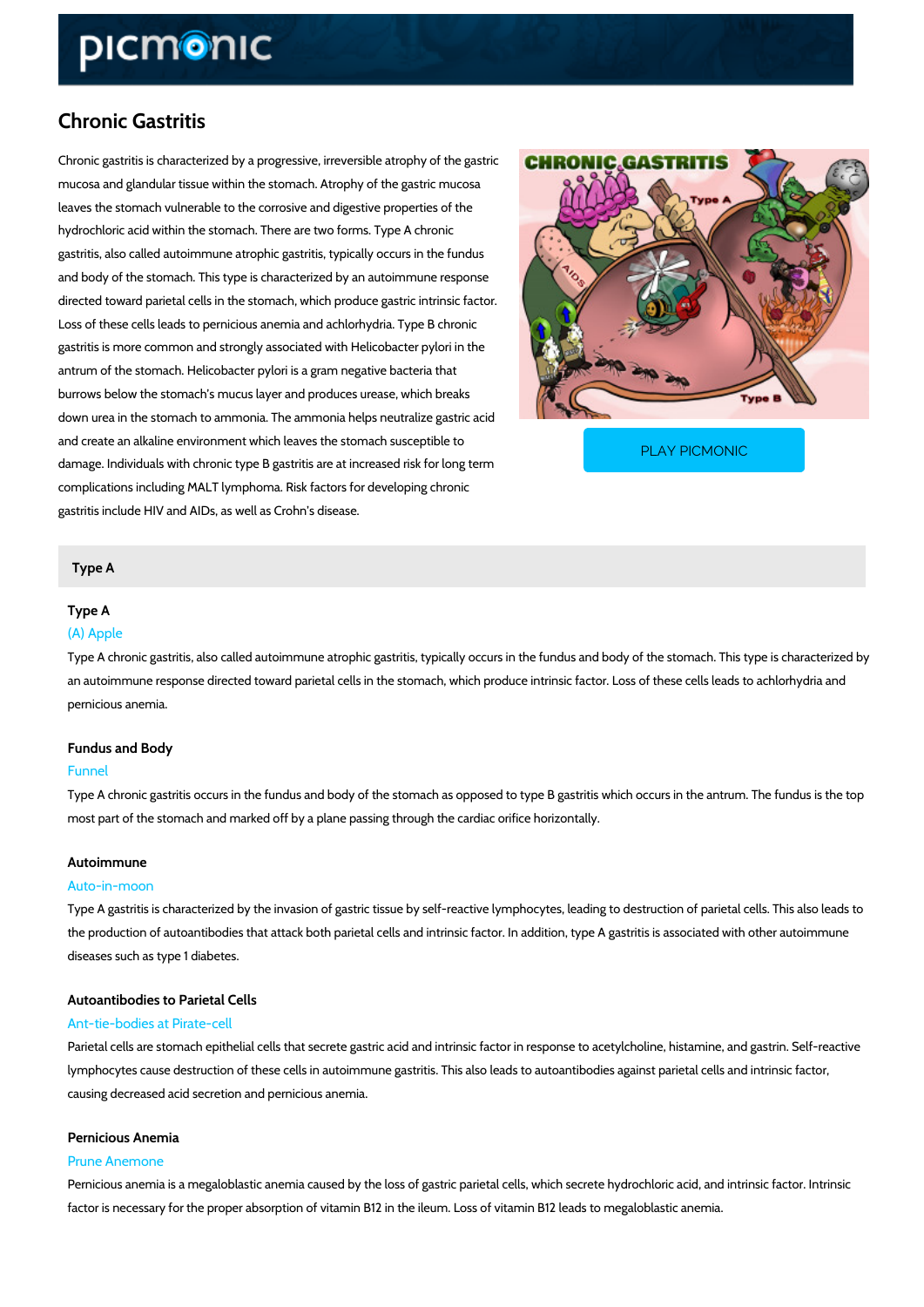# Chronic Gastritis

Chronic gastritis is characterized by a progressive, irreversible atrophy of the gastric mucosa and glandular tissue within the stomach. Atrophy of the gastric mucosa leaves the stomach vulnerable to the corrosive and digestive properties of the hydrochloric acid within the stomach. There are two forms. Type A chronic gastritis, also called autoimmune atrophic gastritis, typically occurs in the fundus and body of the stomach. This type is characterized by an autoimmune response directed toward parietal cells in the stomach, which produce gastric intrinsic factor. Loss of these cells leads to pernicious anemia and achlorhydria. Type B chronic gastritis is more common and strongly associated with Helicobacter pylori in the antrum of the stomach. Helicobacter pylori is a gram negative bacteria that burrows below the stomach's mucus layer and produces urease, which breaks down urea in the stomach to ammonia. The ammonia helps neutralize gastric acid and create an alkaline environment which leaves the stomach susceptible to damage. Individuals with chronic type B gastritis are at increased risk for long term complications including MALT lymphoma. Risk factors for developing chronic gastritis include HIV and AIDs, as well as Crohn's disease.

PLAY PICMONIC

## Type A

### Type A

(A) Apple

Type A chronic gastritis, also called autoimmune atrophic gastritis, typically occurs in the fundus and body of the stomach. This type is characterized by an autoimmune response directed toward parietal cells in the stomach, which produce intrinsic factor. Loss of these cells leads to achlorhydria and pernicious anemia.

### Fundus and Body

Funnel

Type A chronic gastritis occurs in the fundus and body of the stomach as opposed to type B gastritis which occurs in the antrum. The fundus is the top most part of the stomach and marked off by a plane passing through the cardiac orifice horizontally.

### Autoimmune

Auto-in-moon

Type A gastritis is characterized by the invasion of gastric tissue by self-reactive lymphocytes, leading to destruction of parietal cells. This also leads to the production of autoantibodies that attack both parietal cells and intrinsic factor. In addition, type A gastritis is associated with other autoimmune diseases such as type 1 diabetes.

### Autoantibodies to Parietal Cells

Ant-tie-bodies at Pirate-cell

Parietal cells are stomach epithelial cells that secrete gastric acid and intrinsic factor in response to acetylcholine, histamine, and gastrin. Self-reactive lymphocytes cause destruction of these cells in autoimmune gastritis. This also leads to autoantibodies against parietal cells and intrinsic factor, causing decreased acid secretion and pernicious anemia.

### Pernicious Anemia

Prune Anemone

Pernicious anemia is a megaloblastic anemia caused by the loss of gastric parietal cells, which secrete hydrochloric acid, and intrinsic factor. Intrinsic factor is necessary for the proper absorption of vitamin B12 in the ileum. Loss of vitamin B12 leads to megaloblastic anemia.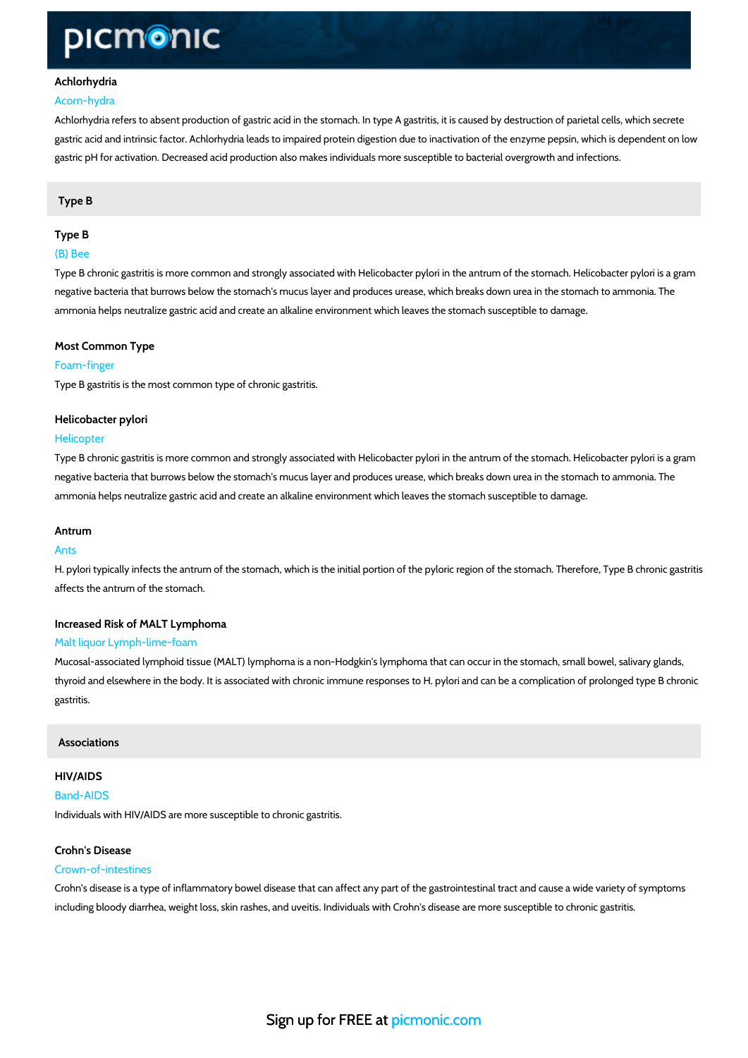### Achlorhydria

Acorn-hydra

Achlorhydria refers to absent production of gastric acid in the stomach. In type A gastritis, it is caused by destruction of parietal cells, which secrete gastric acid and intrinsic factor. Achlorhydria leads to impaired protein digestion due to inactivation of the enzyme pepsin, which is dependent on low gastric pH for activation. Decreased acid production also makes individuals more susceptible to bacterial overgrowth and infections.

## Type B

### Type B

(B) Bee

Type B chronic gastritis is more common and strongly associated with Helicobacter pylori in the antrum of the stomach. Helicobacter pylori is a gram negative bacteria that burrows below the stomach's mucus layer and produces urease, which breaks down urea in the stomach to ammonia. The ammonia helps neutralize gastric acid and create an alkaline environment which leaves the stomach susceptible to damage.

### Most Common Type

Foam-finger

Type B gastritis is the most common type of chronic gastritis.

### Helicobacter pylori

Helicopter

Type B chronic gastritis is more common and strongly associated with Helicobacter pylori in the antrum of the stomach. Helicobacter pylori is a gram negative bacteria that burrows below the stomach's mucus layer and produces urease, which breaks down urea in the stomach to ammonia. The ammonia helps neutralize gastric acid and create an alkaline environment which leaves the stomach susceptible to damage.

### Antrum

Ants

H. pylori typically infects the antrum of the stomach, which is the initial portion of the pyloric region of the stomach. Therefore, Type B chronic gastritis affects the antrum of the stomach.

### Increased Risk of MALT Lymphoma

Malt liquor Lymph-lime-foam

Mucosal-associated lymphoid tissue (MALT) lymphoma is a non-Hodgkin's lymphoma that can occur in the stomach, small bowel, salivary glands, thyroid and elsewhere in the body. It is associated with chronic immune responses to H. pylori and can be a complication of prolonged type B chronic gastritis.

## Associations

### HIV/AIDS

Band-AIDS

Individuals with HIV/AIDS are more susceptible to chronic gastritis.

### Crohn's Disease

Crown-of-intestines

Crohn's disease is a type of inflammatory bowel disease that can affect any part of the gastrointestinal tract and cause a wide variety of symptoms including bloody diarrhea, weight loss, skin rashes, and uveitis. Individuals with Crohn's disease are more susceptible to chronic gastritis.